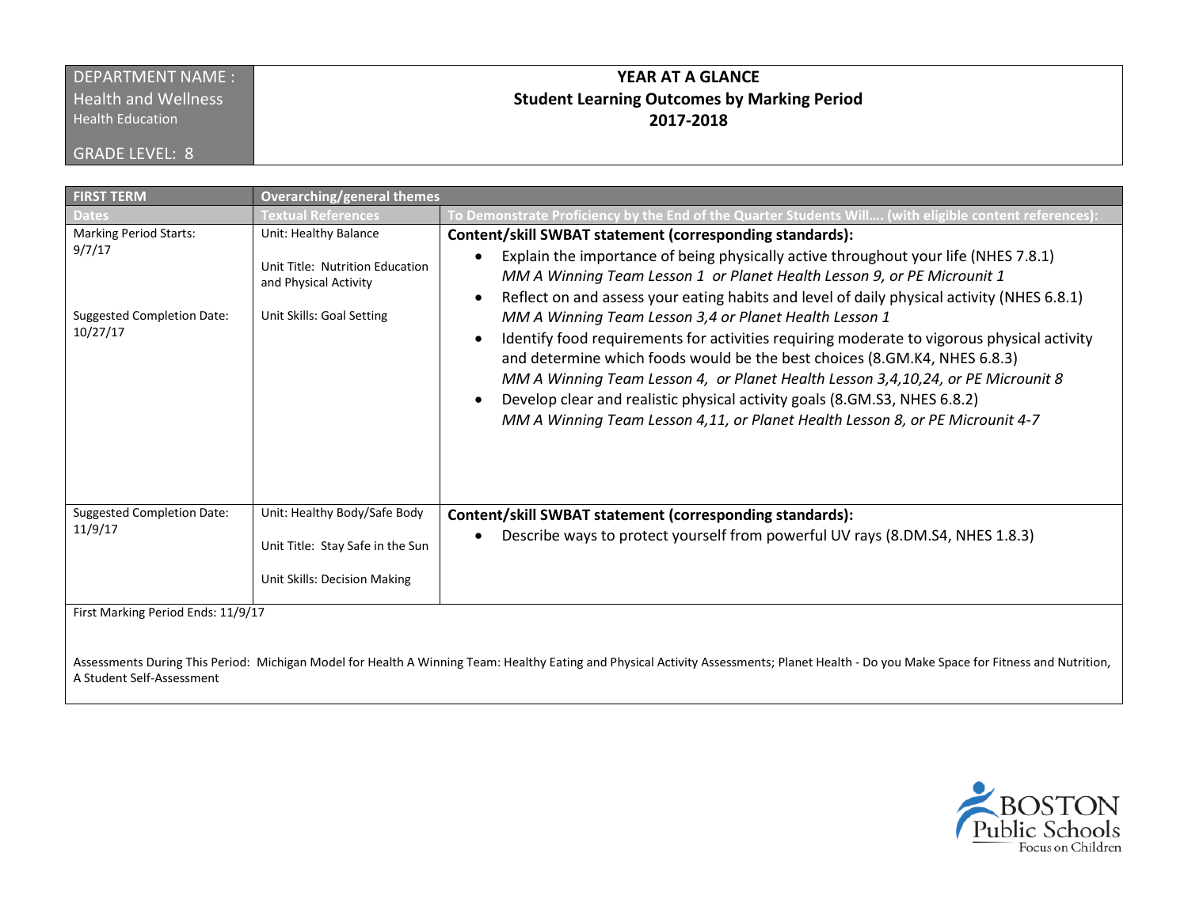| DEPARTMENT NAME : Health and Wellness Health Education GRADE LEVEL: 8 | **YEAR AT A GLANCE** **Student Learning Outcomes by Marking Period** **2017-2018** |
|---|---|

| **FIRST TERM** | **Overarching/general themes** | |
|---|---|---|
| **Dates** | **Textual References** | **To Demonstrate Proficiency by the End of the Quarter Students Will…. (with eligible content references):** |
| Marking Period Starts: 9/7/17<br><br>Suggested Completion Date: 10/27/17 | Unit: Healthy Balance<br><br>Unit Title: Nutrition Education and Physical Activity<br><br>Unit Skills: Goal Setting | **Content/skill SWBAT statement (corresponding standards):**<br>• Explain the importance of being physically active throughout your life (NHES 7.8.1) *MM A Winning Team Lesson 1 or Planet Health Lesson 9, or PE Microunit 1*<br>• Reflect on and assess your eating habits and level of daily physical activity (NHES 6.8.1) *MM A Winning Team Lesson 3,4 or Planet Health Lesson 1*<br>• Identify food requirements for activities requiring moderate to vigorous physical activity and determine which foods would be the best choices (8.GM.K4, NHES 6.8.3) *MM A Winning Team Lesson 4, or Planet Health Lesson 3,4,10,24, or PE Microunit 8*<br>• Develop clear and realistic physical activity goals (8.GM.S3, NHES 6.8.2) *MM A Winning Team Lesson 4,11, or Planet Health Lesson 8, or PE Microunit 4-7* |
| Suggested Completion Date: 11/9/17 | Unit: Healthy Body/Safe Body<br><br>Unit Title: Stay Safe in the Sun<br><br>Unit Skills: Decision Making | **Content/skill SWBAT statement (corresponding standards):**<br>• Describe ways to protect yourself from powerful UV rays (8.DM.S4, NHES 1.8.3) |
| First Marking Period Ends: 11/9/17<br><br>Assessments During This Period: Michigan Model for Health A Winning Team: Healthy Eating and Physical Activity Assessments; Planet Health - Do you Make Space for Fitness and Nutrition, A Student Self-Assessment | | |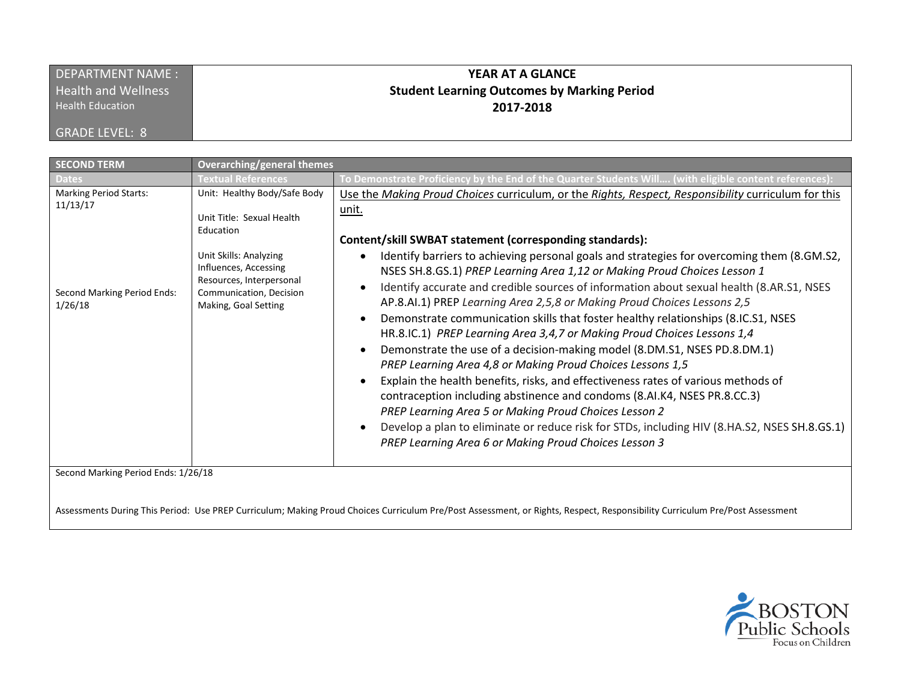| DEPARTMENT NAME : Health and Wellness Health Education GRADE LEVEL: 8 | **YEAR AT A GLANCE** **Student Learning Outcomes by Marking Period** **2017-2018** |
|---|---|

| **SECOND TERM** | **Overarching/general themes** | |
|---|---|---|
| **Dates** | **Textual References** | **To Demonstrate Proficiency by the End of the Quarter Students Will…. (with eligible content references):** |
| Marking Period Starts: 11/13/17<br><br>Second Marking Period Ends: 1/26/18 | Unit: Healthy Body/Safe Body<br><br>Unit Title: Sexual Health Education<br><br>Unit Skills: Analyzing Influences, Accessing Resources, Interpersonal Communication, Decision Making, Goal Setting | Use the *Making Proud Choices* curriculum, or the *Rights, Respect, Responsibility* curriculum for this unit.<br><br>**Content/skill SWBAT statement (corresponding standards):**<br>• Identify barriers to achieving personal goals and strategies for overcoming them (8.GM.S2, NSES SH.8.GS.1) *PREP Learning Area 1,12 or Making Proud Choices Lesson 1*<br>• Identify accurate and credible sources of information about sexual health (8.AR.S1, NSES AP.8.AI.1) PREP *Learning Area 2,5,8 or Making Proud Choices Lessons 2,5*<br>• Demonstrate communication skills that foster healthy relationships (8.IC.S1, NSES HR.8.IC.1) *PREP Learning Area 3,4,7 or Making Proud Choices Lessons 1,4*<br>• Demonstrate the use of a decision-making model (8.DM.S1, NSES PD.8.DM.1) *PREP Learning Area 4,8 or Making Proud Choices Lessons 1,5*<br>• Explain the health benefits, risks, and effectiveness rates of various methods of contraception including abstinence and condoms (8.AI.K4, NSES PR.8.CC.3) *PREP Learning Area 5 or Making Proud Choices Lesson 2*<br>• Develop a plan to eliminate or reduce risk for STDs, including HIV (8.HA.S2, NSES SH.8.GS.1) *PREP Learning Area 6 or Making Proud Choices Lesson 3* |

Second Marking Period Ends: 1/26/18

Assessments During This Period: Use PREP Curriculum; Making Proud Choices Curriculum Pre/Post Assessment, or Rights, Respect, Responsibility Curriculum Pre/Post Assessment

BOSTON Public Schools
Focus on Children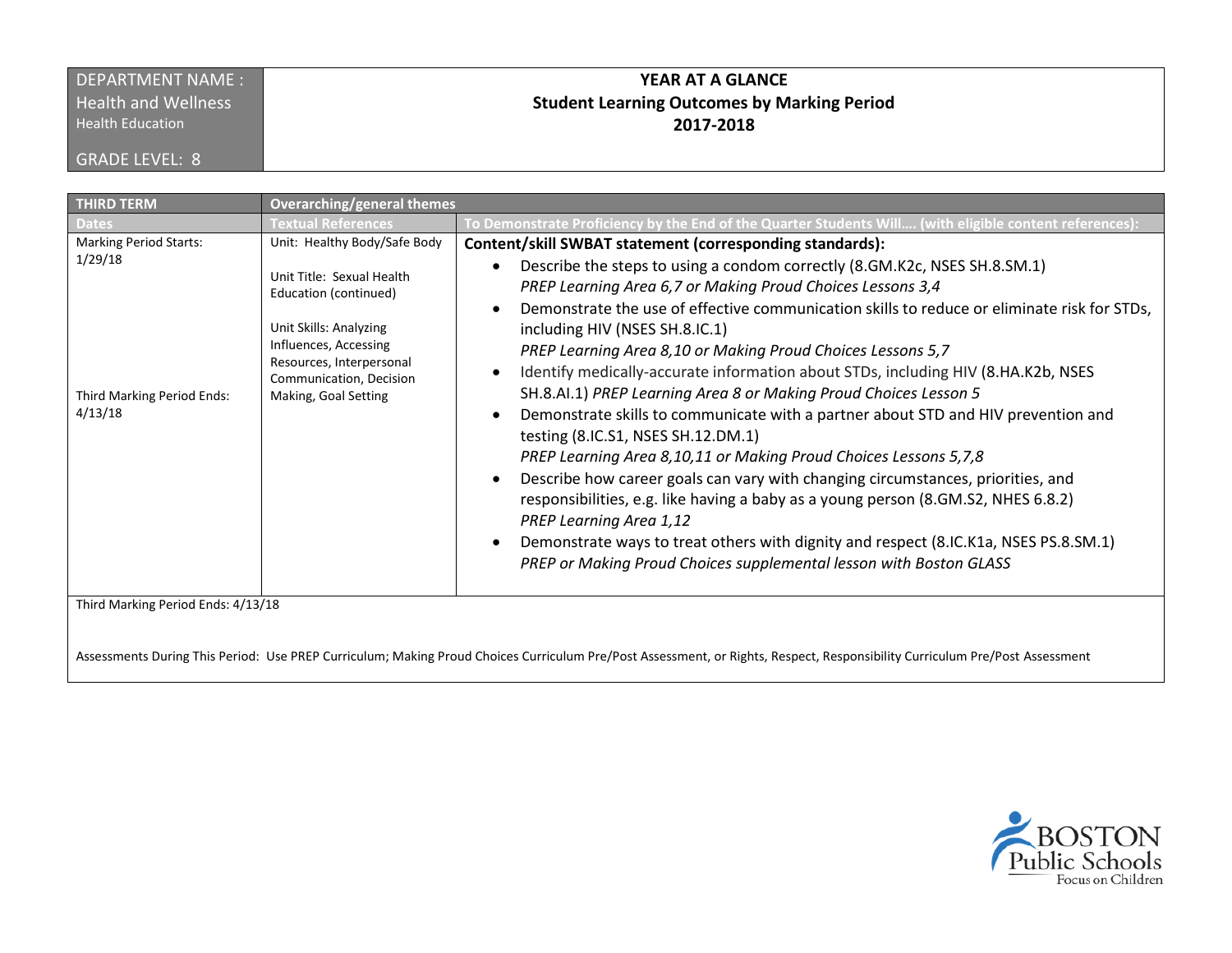| DEPARTMENT NAME : Health and Wellness Health Education GRADE LEVEL: 8 | **YEAR AT A GLANCE** **Student Learning Outcomes by Marking Period** **2017-2018** |
|---|---|

| **THIRD TERM** | **Overarching/general themes** | |
|---|---|---|
| **Dates** | **Textual References** | **To Demonstrate Proficiency by the End of the Quarter Students Will…. (with eligible content references):** |
| Marking Period Starts: 1/29/18<br><br>Third Marking Period Ends: 4/13/18 | Unit: Healthy Body/Safe Body<br><br>Unit Title: Sexual Health Education (continued)<br><br>Unit Skills: Analyzing Influences, Accessing Resources, Interpersonal Communication, Decision Making, Goal Setting | **Content/skill SWBAT statement (corresponding standards):**<br>• Describe the steps to using a condom correctly (8.GM.K2c, NSES SH.8.SM.1) *PREP Learning Area 6,7 or Making Proud Choices Lessons 3,4*<br>• Demonstrate the use of effective communication skills to reduce or eliminate risk for STDs, including HIV (NSES SH.8.IC.1) *PREP Learning Area 8,10 or Making Proud Choices Lessons 5,7*<br>• Identify medically-accurate information about STDs, including HIV (8.HA.K2b, NSES SH.8.AI.1) *PREP Learning Area 8 or Making Proud Choices Lesson 5*<br>• Demonstrate skills to communicate with a partner about STD and HIV prevention and testing (8.IC.S1, NSES SH.12.DM.1) *PREP Learning Area 8,10,11 or Making Proud Choices Lessons 5,7,8*<br>• Describe how career goals can vary with changing circumstances, priorities, and responsibilities, e.g. like having a baby as a young person (8.GM.S2, NHES 6.8.2) *PREP Learning Area 1,12*<br>• Demonstrate ways to treat others with dignity and respect (8.IC.K1a, NSES PS.8.SM.1) *PREP or Making Proud Choices supplemental lesson with Boston GLASS* |

Third Marking Period Ends: 4/13/18

Assessments During This Period: Use PREP Curriculum; Making Proud Choices Curriculum Pre/Post Assessment, or Rights, Respect, Responsibility Curriculum Pre/Post Assessment

BOSTON Public Schools
Focus on Children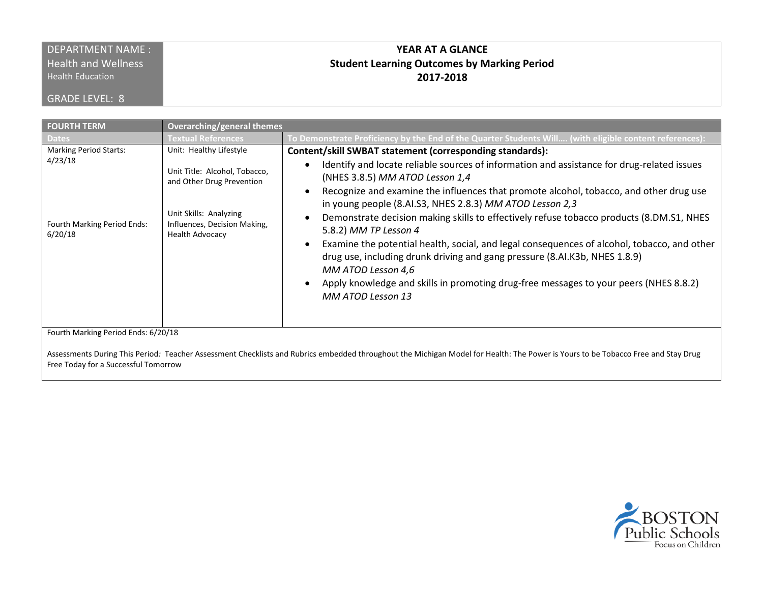| DEPARTMENT NAME : Health and Wellness Health Education GRADE LEVEL: 8 | YEAR AT A GLANCE **Student Learning Outcomes by Marking Period** **2017-2018** |
|---|---|

| FOURTH TERM | Overarching/general themes | |
|---|---|---|
| **Dates** | **Textual References** | **To Demonstrate Proficiency by the End of the Quarter Students Will…. (with eligible content references):** |
| Marking Period Starts: 4/23/18<br><br>Fourth Marking Period Ends: 6/20/18 | Unit: Healthy Lifestyle<br><br>Unit Title: Alcohol, Tobacco, and Other Drug Prevention<br><br>Unit Skills: Analyzing Influences, Decision Making, Health Advocacy | **Content/skill SWBAT statement (corresponding standards):**<br>• Identify and locate reliable sources of information and assistance for drug-related issues (NHES 3.8.5) *MM ATOD Lesson 1,4*<br>• Recognize and examine the influences that promote alcohol, tobacco, and other drug use in young people (8.AI.S3, NHES 2.8.3) *MM ATOD Lesson 2,3*<br>• Demonstrate decision making skills to effectively refuse tobacco products (8.DM.S1, NHES 5.8.2) *MM TP Lesson 4*<br>• Examine the potential health, social, and legal consequences of alcohol, tobacco, and other drug use, including drunk driving and gang pressure (8.AI.K3b, NHES 1.8.9) *MM ATOD Lesson 4,6*<br>• Apply knowledge and skills in promoting drug-free messages to your peers (NHES 8.8.2) *MM ATOD Lesson 13* |
| Fourth Marking Period Ends: 6/20/18<br><br>Assessments During This Period*:* Teacher Assessment Checklists and Rubrics embedded throughout the Michigan Model for Health: The Power is Yours to be Tobacco Free and Stay Drug Free Today for a Successful Tomorrow | | |

BOSTON Public Schools
Focus on Children